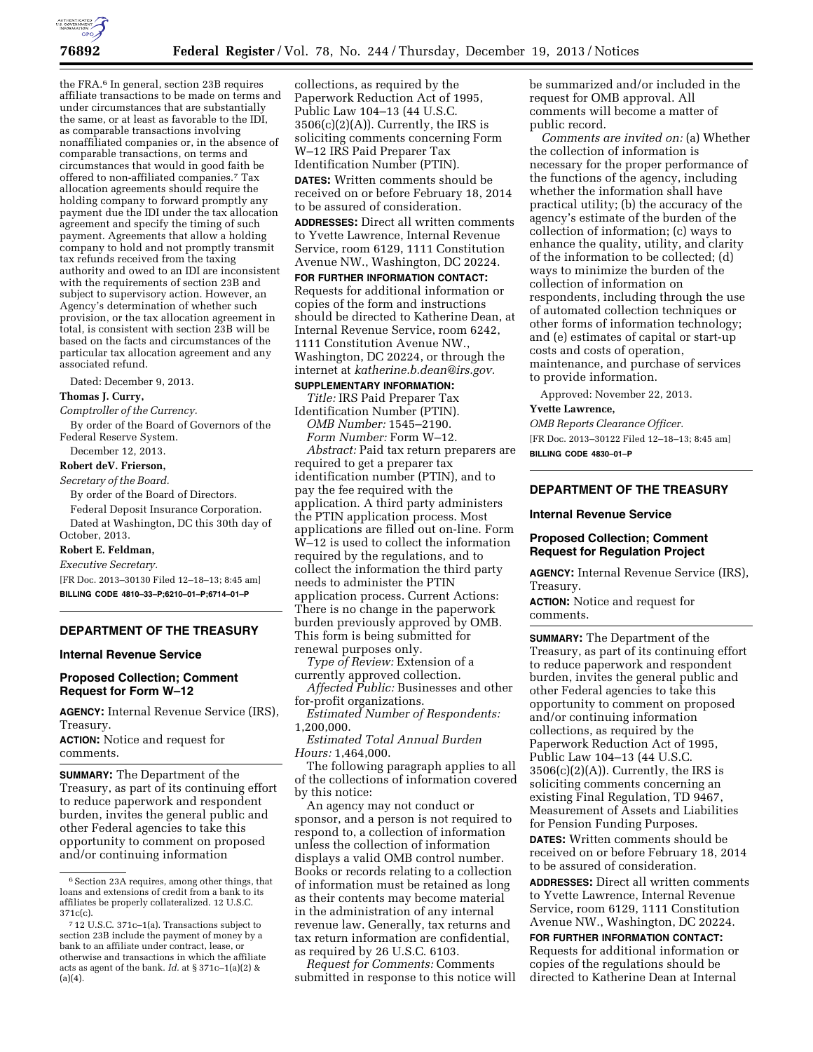the FRA.[6] In general, section 23B requires affiliate transactions to be made on terms and under circumstances that are substantially the same, or at least as favorable to the IDI, as comparable transactions involving nonaffiliated companies or, in the absence of comparable transactions, on terms and circumstances that would in good faith be offered to non-affiliated companies.[7] Tax allocation agreements should require the holding company to forward promptly any payment due the IDI under the tax allocation agreement and specify the timing of such payment. Agreements that allow a holding company to hold and not promptly transmit tax refunds received from the taxing authority and owed to an IDI are inconsistent with the requirements of section 23B and subject to supervisory action. However, an Agency's determination of whether such provision, or the tax allocation agreement in total, is consistent with section 23B will be based on the facts and circumstances of the particular tax allocation agreement and any associated refund.

Dated: December 9, 2013.

**Thomas J. Curry,**

*Comptroller of the Currency.*

By order of the Board of Governors of the Federal Reserve System.

December 12, 2013.

**Robert deV. Frierson,**

*Secretary of the Board.*

By order of the Board of Directors.

Federal Deposit Insurance Corporation.

Dated at Washington, DC this 30th day of October, 2013.

**Robert E. Feldman,**

*Executive Secretary.*

[FR Doc. 2013–30130 Filed 12–18–13; 8:45 am]

**BILLING CODE 4810–33–P;6210–01–P;6714–01–P**

[6] Section 23A requires, among other things, that loans and extensions of credit from a bank to its affiliates be properly collateralized. 12 U.S.C. 371c(c).

[7] 12 U.S.C. 371c–1(a). Transactions subject to section 23B include the payment of money by a bank to an affiliate under contract, lease, or otherwise and transactions in which the affiliate acts as agent of the bank. *Id.* at § 371c–1(a)(2) & (a)(4).

## DEPARTMENT OF THE TREASURY

### Internal Revenue Service

### Proposed Collection; Comment Request for Form W–12

**AGENCY:** Internal Revenue Service (IRS), Treasury.

**ACTION:** Notice and request for comments.

**SUMMARY:** The Department of the Treasury, as part of its continuing effort to reduce paperwork and respondent burden, invites the general public and other Federal agencies to take this opportunity to comment on proposed and/or continuing information collections, as required by the Paperwork Reduction Act of 1995, Public Law 104–13 (44 U.S.C. 3506(c)(2)(A)). Currently, the IRS is soliciting comments concerning Form W–12 IRS Paid Preparer Tax Identification Number (PTIN).

**DATES:** Written comments should be received on or before February 18, 2014 to be assured of consideration.

**ADDRESSES:** Direct all written comments to Yvette Lawrence, Internal Revenue Service, room 6129, 1111 Constitution Avenue NW., Washington, DC 20224.

**FOR FURTHER INFORMATION CONTACT:** Requests for additional information or copies of the form and instructions should be directed to Katherine Dean, at Internal Revenue Service, room 6242, 1111 Constitution Avenue NW., Washington, DC 20224, or through the internet at *katherine.b.dean@irs.gov.*

**SUPPLEMENTARY INFORMATION:**

*Title:* IRS Paid Preparer Tax Identification Number (PTIN).

*OMB Number:* 1545–2190.

*Form Number:* Form W–12.

*Abstract:* Paid tax return preparers are required to get a preparer tax identification number (PTIN), and to pay the fee required with the application. A third party administers the PTIN application process. Most applications are filled out on-line. Form W–12 is used to collect the information required by the regulations, and to collect the information the third party needs to administer the PTIN application process. Current Actions: There is no change in the paperwork burden previously approved by OMB. This form is being submitted for renewal purposes only.

*Type of Review:* Extension of a currently approved collection.

*Affected Public:* Businesses and other for-profit organizations.

*Estimated Number of Respondents:* 1,200,000.

*Estimated Total Annual Burden Hours:* 1,464,000.

The following paragraph applies to all of the collections of information covered by this notice:

An agency may not conduct or sponsor, and a person is not required to respond to, a collection of information unless the collection of information displays a valid OMB control number. Books or records relating to a collection of information must be retained as long as their contents may become material in the administration of any internal revenue law. Generally, tax returns and tax return information are confidential, as required by 26 U.S.C. 6103.

*Request for Comments:* Comments submitted in response to this notice will be summarized and/or included in the request for OMB approval. All comments will become a matter of public record.

*Comments are invited on:* (a) Whether the collection of information is necessary for the proper performance of the functions of the agency, including whether the information shall have practical utility; (b) the accuracy of the agency's estimate of the burden of the collection of information; (c) ways to enhance the quality, utility, and clarity of the information to be collected; (d) ways to minimize the burden of the collection of information on respondents, including through the use of automated collection techniques or other forms of information technology; and (e) estimates of capital or start-up costs and costs of operation, maintenance, and purchase of services to provide information.

Approved: November 22, 2013.

**Yvette Lawrence,**

*OMB Reports Clearance Officer.*

[FR Doc. 2013–30122 Filed 12–18–13; 8:45 am]

**BILLING CODE 4830–01–P**

## DEPARTMENT OF THE TREASURY

### Internal Revenue Service

### Proposed Collection; Comment Request for Regulation Project

**AGENCY:** Internal Revenue Service (IRS), Treasury.

**ACTION:** Notice and request for comments.

**SUMMARY:** The Department of the Treasury, as part of its continuing effort to reduce paperwork and respondent burden, invites the general public and other Federal agencies to take this opportunity to comment on proposed and/or continuing information collections, as required by the Paperwork Reduction Act of 1995, Public Law 104–13 (44 U.S.C. 3506(c)(2)(A)). Currently, the IRS is soliciting comments concerning an existing Final Regulation, TD 9467, Measurement of Assets and Liabilities for Pension Funding Purposes.

**DATES:** Written comments should be received on or before February 18, 2014 to be assured of consideration.

**ADDRESSES:** Direct all written comments to Yvette Lawrence, Internal Revenue Service, room 6129, 1111 Constitution Avenue NW., Washington, DC 20224.

**FOR FURTHER INFORMATION CONTACT:** Requests for additional information or copies of the regulations should be directed to Katherine Dean at Internal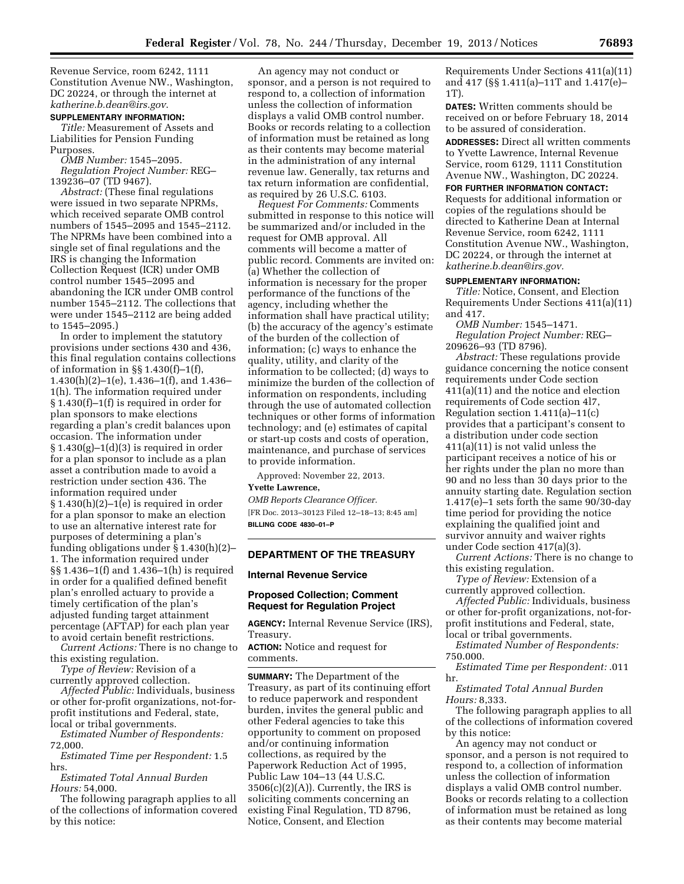Revenue Service, room 6242, 1111 Constitution Avenue NW., Washington, DC 20224, or through the internet at *katherine.b.dean@irs.gov*.

**SUPPLEMENTARY INFORMATION:**

*Title:* Measurement of Assets and Liabilities for Pension Funding Purposes.

*OMB Number:* 1545–2095.

*Regulation Project Number:* REG–139236–07 (TD 9467).

*Abstract:* (These final regulations were issued in two separate NPRMs, which received separate OMB control numbers of 1545–2095 and 1545–2112. The NPRMs have been combined into a single set of final regulations and the IRS is changing the Information Collection Request (ICR) under OMB control number 1545–2095 and abandoning the ICR under OMB control number 1545–2112. The collections that were under 1545–2112 are being added to 1545–2095.)

In order to implement the statutory provisions under sections 430 and 436, this final regulation contains collections of information in §§ 1.430(f)–1(f), 1.430(h)(2)–1(e), 1.436–1(f), and 1.436–1(h). The information required under § 1.430(f)–1(f) is required in order for plan sponsors to make elections regarding a plan's credit balances upon occasion. The information under § 1.430(g)–1(d)(3) is required in order for a plan sponsor to include as a plan asset a contribution made to avoid a restriction under section 436. The information required under § 1.430(h)(2)–1(e) is required in order for a plan sponsor to make an election to use an alternative interest rate for purposes of determining a plan's funding obligations under § 1.430(h)(2)–1. The information required under §§ 1.436–1(f) and 1.436–1(h) is required in order for a qualified defined benefit plan's enrolled actuary to provide a timely certification of the plan's adjusted funding target attainment percentage (AFTAP) for each plan year to avoid certain benefit restrictions.

*Current Actions:* There is no change to this existing regulation.

*Type of Review:* Revision of a currently approved collection.

*Affected Public:* Individuals, business or other for-profit organizations, not-for-profit institutions and Federal, state, local or tribal governments.

*Estimated Number of Respondents:* 72,000.

*Estimated Time per Respondent:* 1.5 hrs.

*Estimated Total Annual Burden Hours:* 54,000.

The following paragraph applies to all of the collections of information covered by this notice:

An agency may not conduct or sponsor, and a person is not required to respond to, a collection of information unless the collection of information displays a valid OMB control number. Books or records relating to a collection of information must be retained as long as their contents may become material in the administration of any internal revenue law. Generally, tax returns and tax return information are confidential, as required by 26 U.S.C. 6103.

*Request For Comments:* Comments submitted in response to this notice will be summarized and/or included in the request for OMB approval. All comments will become a matter of public record. Comments are invited on: (a) Whether the collection of information is necessary for the proper performance of the functions of the agency, including whether the information shall have practical utility; (b) the accuracy of the agency's estimate of the burden of the collection of information; (c) ways to enhance the quality, utility, and clarity of the information to be collected; (d) ways to minimize the burden of the collection of information on respondents, including through the use of automated collection techniques or other forms of information technology; and (e) estimates of capital or start-up costs and costs of operation, maintenance, and purchase of services to provide information.

Approved: November 22, 2013.

**Yvette Lawrence,**

*OMB Reports Clearance Officer.*

[FR Doc. 2013–30123 Filed 12–18–13; 8:45 am]

**BILLING CODE 4830–01–P**

## DEPARTMENT OF THE TREASURY

### Internal Revenue Service

### Proposed Collection; Comment Request for Regulation Project

**AGENCY:** Internal Revenue Service (IRS), Treasury.

**ACTION:** Notice and request for comments.

**SUMMARY:** The Department of the Treasury, as part of its continuing effort to reduce paperwork and respondent burden, invites the general public and other Federal agencies to take this opportunity to comment on proposed and/or continuing information collections, as required by the Paperwork Reduction Act of 1995, Public Law 104–13 (44 U.S.C. 3506(c)(2)(A)). Currently, the IRS is soliciting comments concerning an existing Final Regulation, TD 8796, Notice, Consent, and Election Requirements Under Sections 411(a)(11) and 417 (§§ 1.411(a)–11T and 1.417(e)–1T).

**DATES:** Written comments should be received on or before February 18, 2014 to be assured of consideration.

**ADDRESSES:** Direct all written comments to Yvette Lawrence, Internal Revenue Service, room 6129, 1111 Constitution Avenue NW., Washington, DC 20224.

**FOR FURTHER INFORMATION CONTACT:** Requests for additional information or copies of the regulations should be directed to Katherine Dean at Internal Revenue Service, room 6242, 1111 Constitution Avenue NW., Washington, DC 20224, or through the internet at *katherine.b.dean@irs.gov.*

**SUPPLEMENTARY INFORMATION:**

*Title:* Notice, Consent, and Election Requirements Under Sections 411(a)(11) and 417.

*OMB Number:* 1545–1471.

*Regulation Project Number:* REG–209626–93 (TD 8796).

*Abstract:* These regulations provide guidance concerning the notice consent requirements under Code section 411(a)(11) and the notice and election requirements of Code section 4l7, Regulation section 1.411(a)–11(c) provides that a participant's consent to a distribution under code section 411(a)(11) is not valid unless the participant receives a notice of his or her rights under the plan no more than 90 and no less than 30 days prior to the annuity starting date. Regulation section 1.417(e)–1 sets forth the same 90/30-day time period for providing the notice explaining the qualified joint and survivor annuity and waiver rights under Code section 417(a)(3).

*Current Actions:* There is no change to this existing regulation.

*Type of Review:* Extension of a currently approved collection.

*Affected Public:* Individuals, business or other for-profit organizations, not-for-profit institutions and Federal, state, local or tribal governments.

*Estimated Number of Respondents:* 750.000.

*Estimated Time per Respondent:* .011 hr.

*Estimated Total Annual Burden Hours:* 8,333.

The following paragraph applies to all of the collections of information covered by this notice:

An agency may not conduct or sponsor, and a person is not required to respond to, a collection of information unless the collection of information displays a valid OMB control number. Books or records relating to a collection of information must be retained as long as their contents may become material